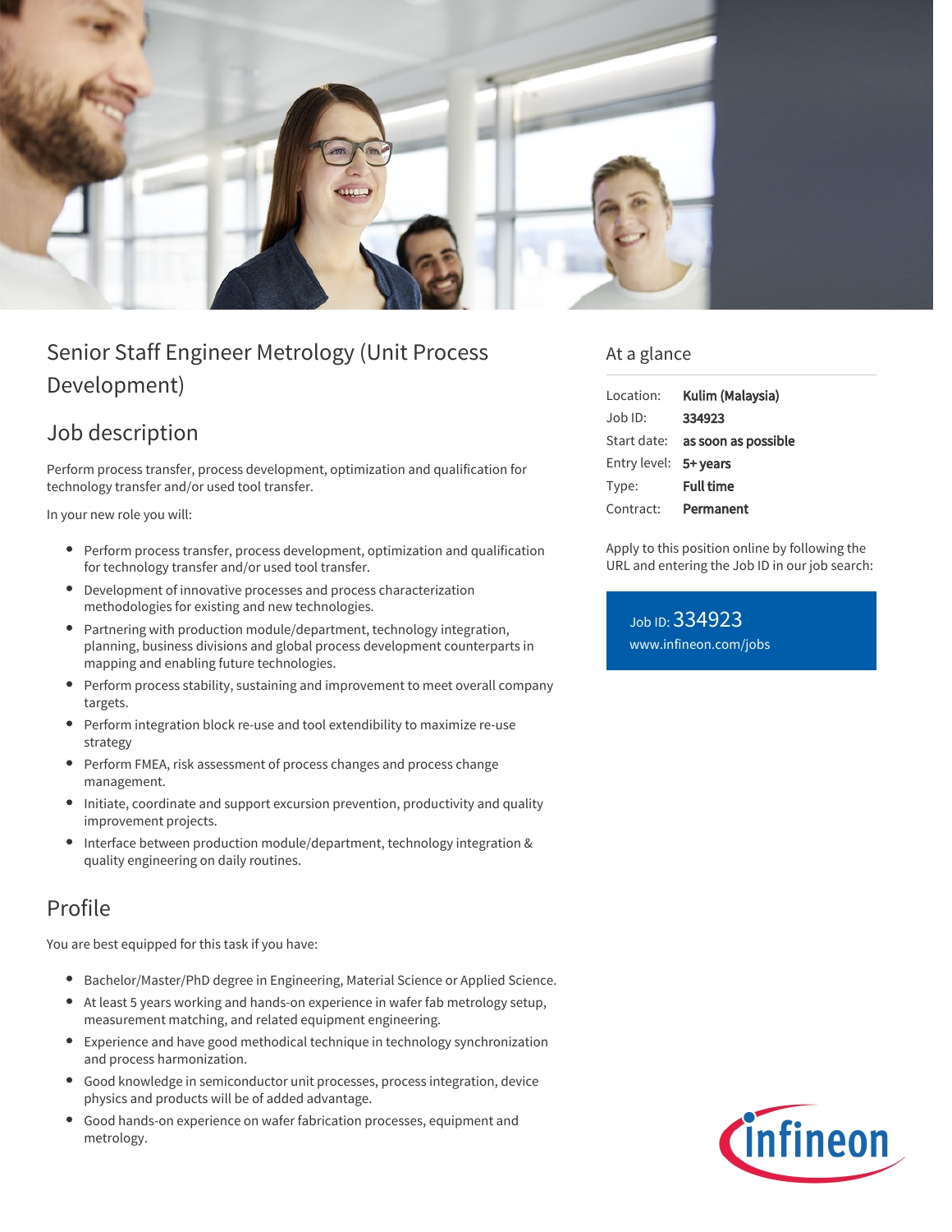# Senior Staff Engineer Metrology (Unit Process Development)

## Job description

Perform process transfer, process development, optimization and qualification for technology transfer and/or used tool transfer.

In your new role you will:

- Perform process transfer, process development, optimization and qualification for technology transfer and/or used tool transfer.
- Development of innovative processes and process characterization methodologies for existing and new technologies.
- Partnering with production module/department, technology integration, planning, business divisions and global process development counterparts in mapping and enabling future technologies.
- Perform process stability, sustaining and improvement to meet overall company targets.
- Perform integration block re-use and tool extendibility to maximize re-use strategy
- Perform FMEA, risk assessment of process changes and process change management.
- Initiate, coordinate and support excursion prevention, productivity and quality improvement projects.
- Interface between production module/department, technology integration & quality engineering on daily routines.

## Profile

You are best equipped for this task if you have:

- Bachelor/Master/PhD degree in Engineering, Material Science or Applied Science.
- At least 5 years working and hands-on experience in wafer fab metrology setup, measurement matching, and related equipment engineering.
- Experience and have good methodical technique in technology synchronization and process harmonization.
- Good knowledge in semiconductor unit processes, process integration, device physics and products will be of added advantage.
- Good hands-on experience on wafer fabrication processes, equipment and metrology.

## At a glance

| | |
|---|---|
| Location: | **Kulim (Malaysia)** |
| Job ID: | **334923** |
| Start date: | **as soon as possible** |
| Entry level: | **5+ years** |
| Type: | **Full time** |
| Contract: | **Permanent** |

Apply to this position online by following the URL and entering the Job ID in our job search:

Job ID: 334923
www.infineon.com/jobs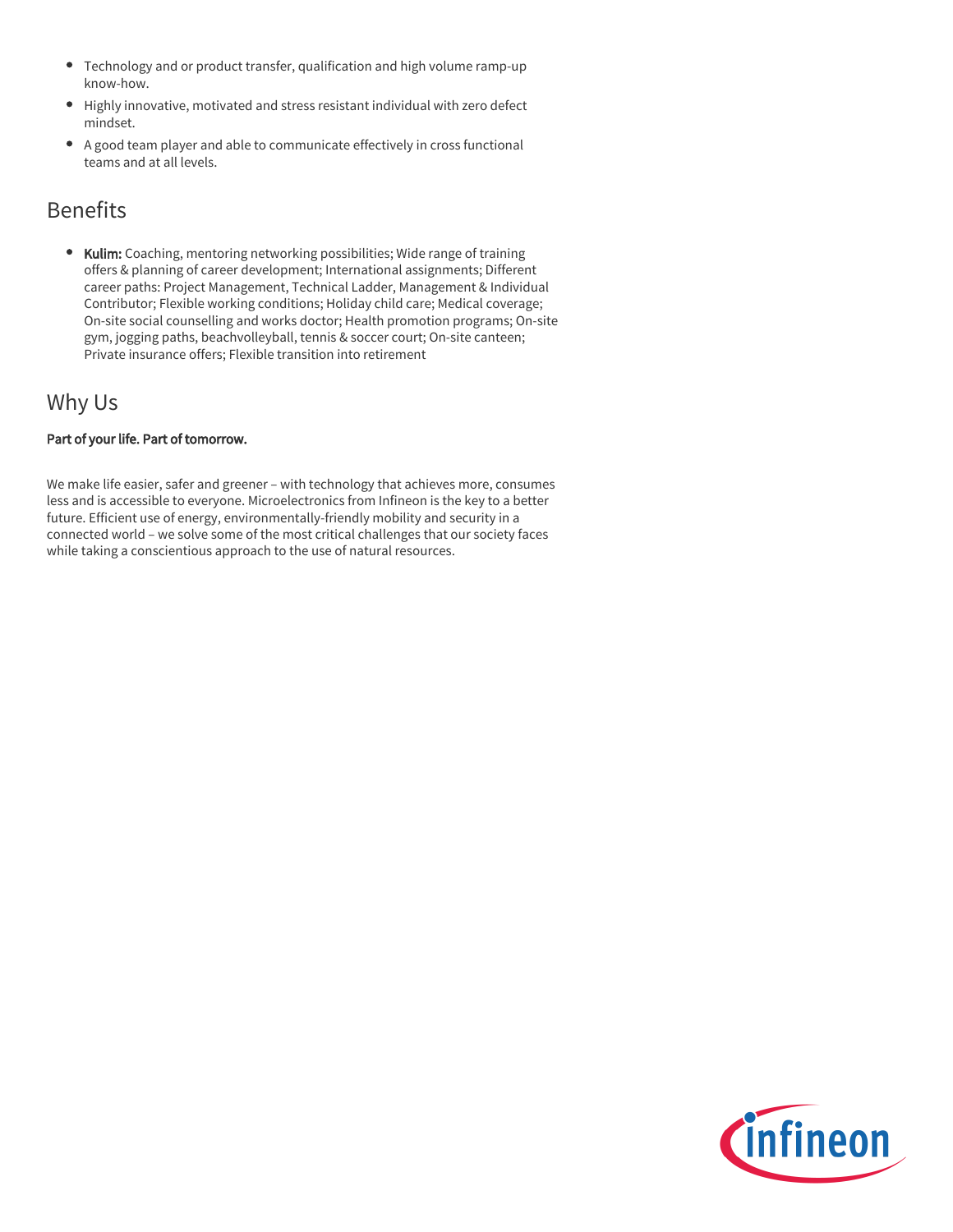- Technology and or product transfer, qualification and high volume ramp-up know-how.
- Highly innovative, motivated and stress resistant individual with zero defect mindset.
- A good team player and able to communicate effectively in cross functional teams and at all levels.

## Benefits

- **Kulim:** Coaching, mentoring networking possibilities; Wide range of training offers & planning of career development; International assignments; Different career paths: Project Management, Technical Ladder, Management & Individual Contributor; Flexible working conditions; Holiday child care; Medical coverage; On-site social counselling and works doctor; Health promotion programs; On-site gym, jogging paths, beachvolleyball, tennis & soccer court; On-site canteen; Private insurance offers; Flexible transition into retirement

## Why Us

**Part of your life. Part of tomorrow.**

We make life easier, safer and greener – with technology that achieves more, consumes less and is accessible to everyone. Microelectronics from Infineon is the key to a better future. Efficient use of energy, environmentally-friendly mobility and security in a connected world – we solve some of the most critical challenges that our society faces while taking a conscientious approach to the use of natural resources.